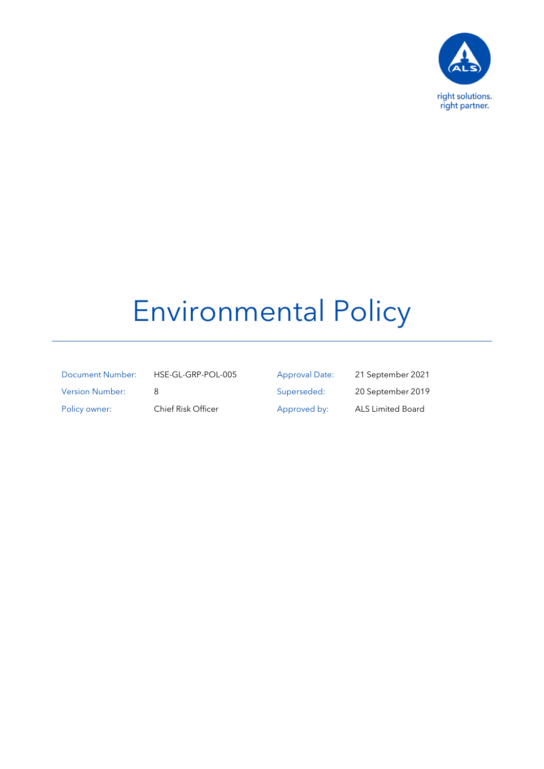right solutions.
right partner.

# Environmental Policy

| Document Number: | HSE-GL-GRP-POL-005 | Approval Date: | 21 September 2021 |
| --- | --- | --- | --- |
| Version Number: | 8 | Superseded: | 20 September 2019 |
| Policy owner: | Chief Risk Officer | Approved by: | ALS Limited Board |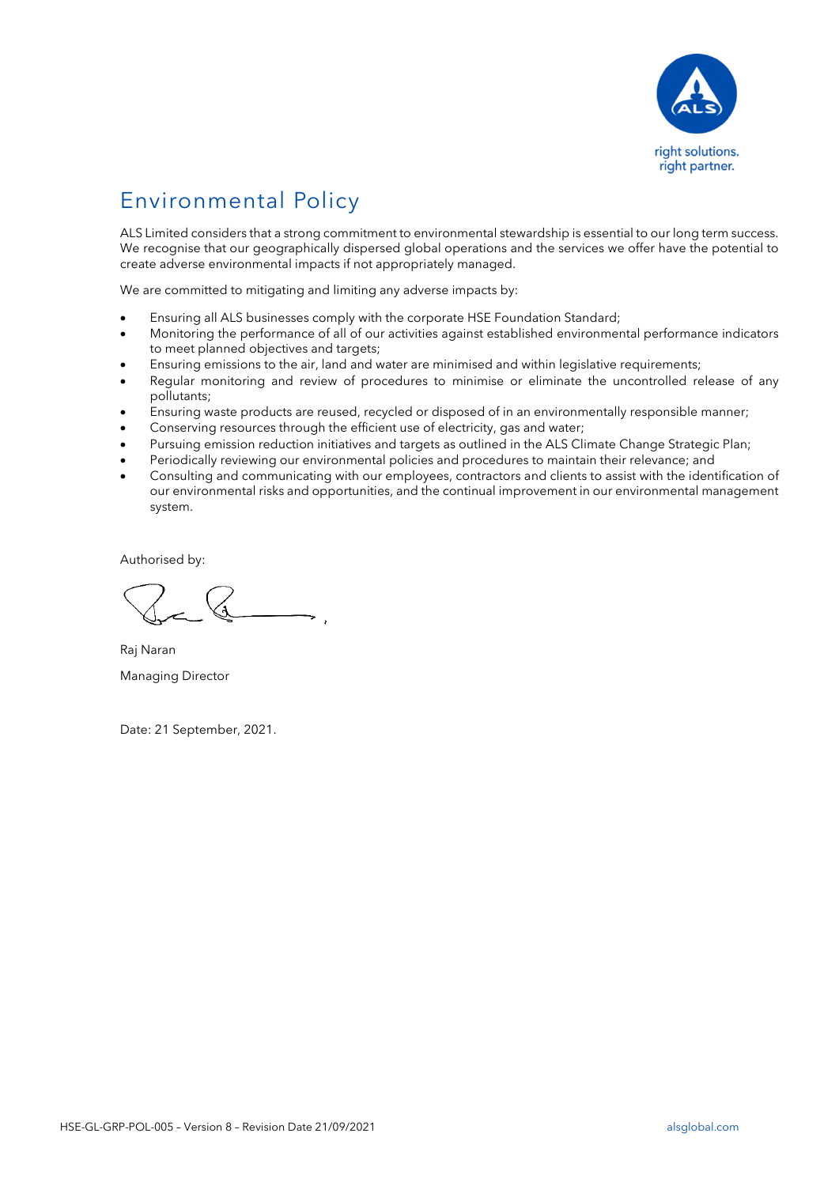right solutions.
right partner.

# Environmental Policy

ALS Limited considers that a strong commitment to environmental stewardship is essential to our long term success. We recognise that our geographically dispersed global operations and the services we offer have the potential to create adverse environmental impacts if not appropriately managed.

We are committed to mitigating and limiting any adverse impacts by:

- Ensuring all ALS businesses comply with the corporate HSE Foundation Standard;
- Monitoring the performance of all of our activities against established environmental performance indicators to meet planned objectives and targets;
- Ensuring emissions to the air, land and water are minimised and within legislative requirements;
- Regular monitoring and review of procedures to minimise or eliminate the uncontrolled release of any pollutants;
- Ensuring waste products are reused, recycled or disposed of in an environmentally responsible manner;
- Conserving resources through the efficient use of electricity, gas and water;
- Pursuing emission reduction initiatives and targets as outlined in the ALS Climate Change Strategic Plan;
- Periodically reviewing our environmental policies and procedures to maintain their relevance; and
- Consulting and communicating with our employees, contractors and clients to assist with the identification of our environmental risks and opportunities, and the continual improvement in our environmental management system.

Authorised by:

Raj Naran

Managing Director

Date: 21 September, 2021.

HSE-GL-GRP-POL-005 – Version 8 – Revision Date 21/09/2021